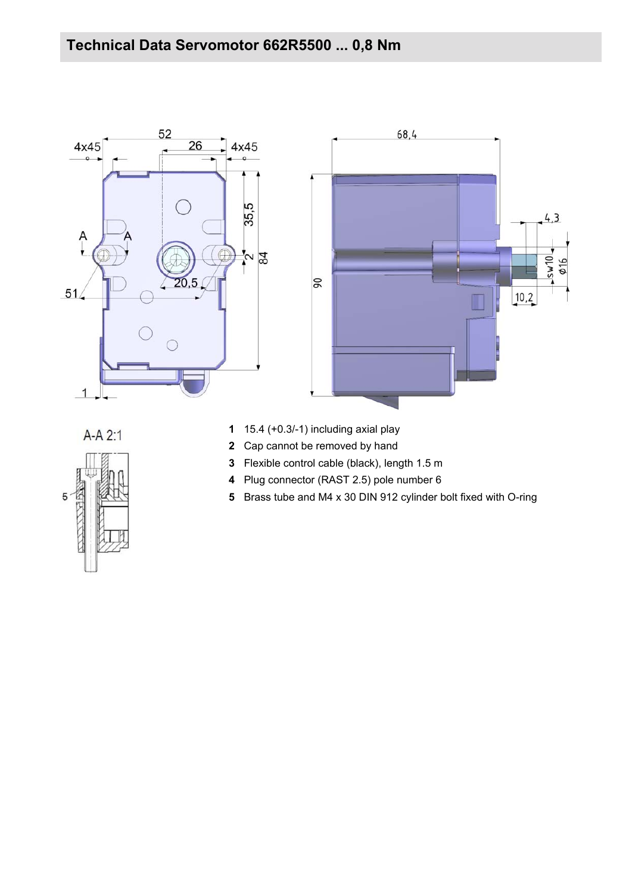## Technical Data Servomotor 662R5500 ... 0,8 Nm

A-A 2:1

1. 15.4 (+0.3/-1) including axial play
2. Cap cannot be removed by hand
3. Flexible control cable (black), length 1.5 m
4. Plug connector (RAST 2.5) pole number 6
5. Brass tube and M4 x 30 DIN 912 cylinder bolt fixed with O-ring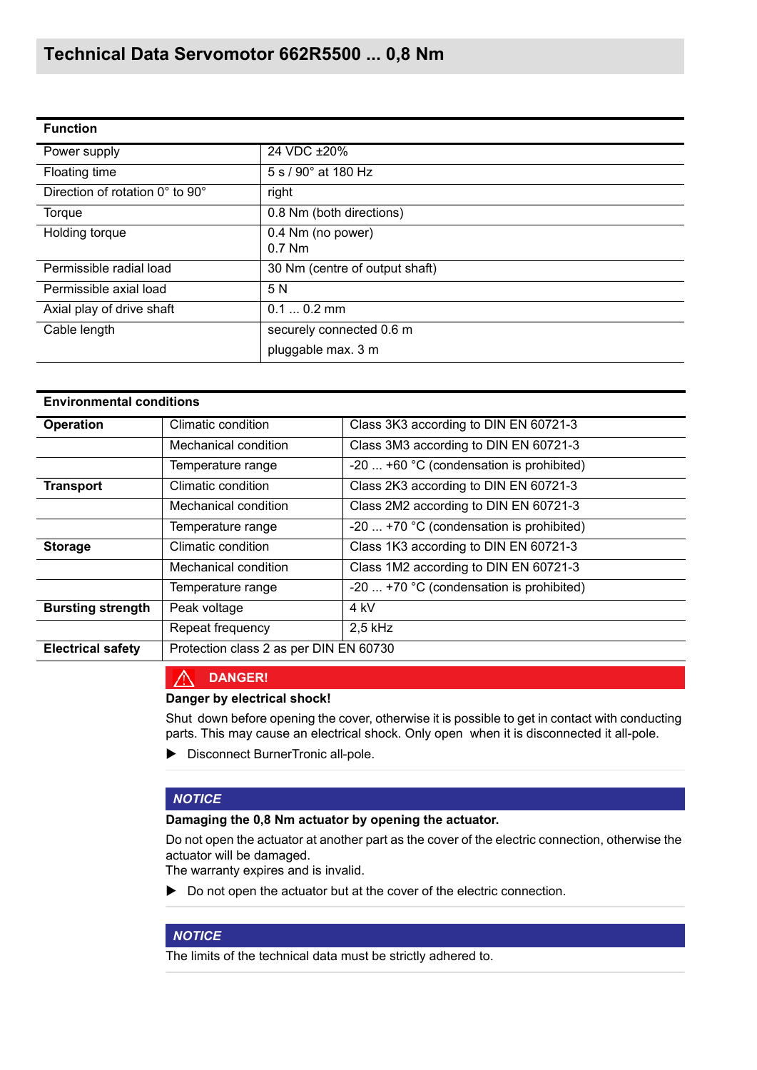# Technical Data Servomotor 662R5500 ... 0,8 Nm

| **Function** | |
|---|---|
| Power supply | 24 VDC ±20% |
| Floating time | 5 s / 90° at 180 Hz |
| Direction of rotation 0° to 90° | right |
| Torque | 0.8 Nm (both directions) |
| Holding torque | 0.4 Nm (no power)<br>0.7 Nm |
| Permissible radial load | 30 Nm (centre of output shaft) |
| Permissible axial load | 5 N |
| Axial play of drive shaft | 0.1 ... 0.2 mm |
| Cable length | securely connected 0.6 m<br>pluggable max. 3 m |

| **Environmental conditions** | | |
|---|---|---|
| **Operation** | Climatic condition | Class 3K3 according to DIN EN 60721-3 |
| | Mechanical condition | Class 3M3 according to DIN EN 60721-3 |
| | Temperature range | -20 ... +60 °C (condensation is prohibited) |
| **Transport** | Climatic condition | Class 2K3 according to DIN EN 60721-3 |
| | Mechanical condition | Class 2M2 according to DIN EN 60721-3 |
| | Temperature range | -20 ... +70 °C (condensation is prohibited) |
| **Storage** | Climatic condition | Class 1K3 according to DIN EN 60721-3 |
| | Mechanical condition | Class 1M2 according to DIN EN 60721-3 |
| | Temperature range | -20 ... +70 °C (condensation is prohibited) |
| **Bursting strength** | Peak voltage | 4 kV |
| | Repeat frequency | 2,5 kHz |
| **Electrical safety** | Protection class 2 as per DIN EN 60730 | |

**DANGER!**

**Danger by electrical shock!**

Shut down before opening the cover, otherwise it is possible to get in contact with conducting parts. This may cause an electrical shock. Only open when it is disconnected it all-pole.

- ▶ Disconnect BurnerTronic all-pole.

***NOTICE***

**Damaging the 0,8 Nm actuator by opening the actuator.**

Do not open the actuator at another part as the cover of the electric connection, otherwise the actuator will be damaged.
The warranty expires and is invalid.

- ▶ Do not open the actuator but at the cover of the electric connection.

***NOTICE***

The limits of the technical data must be strictly adhered to.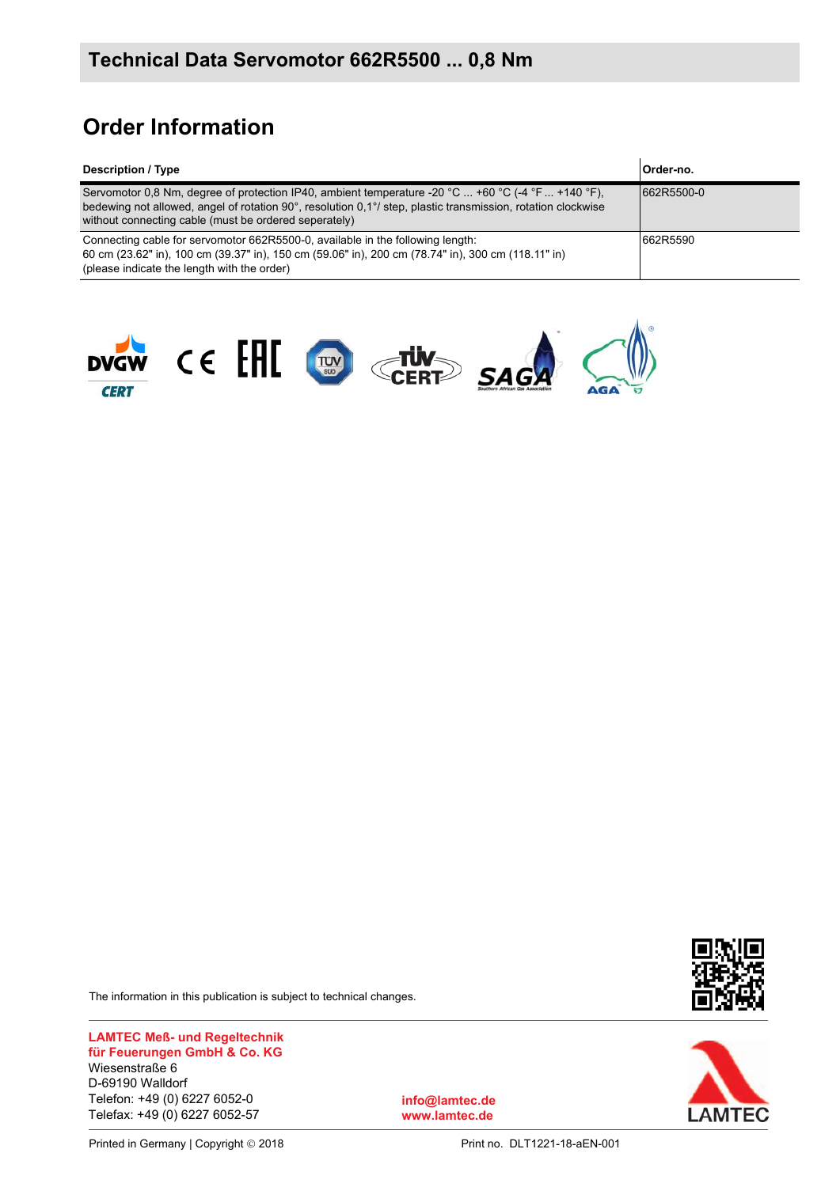## Order Information

| Description / Type | Order-no. |
|---|---|
| Servomotor 0,8 Nm, degree of protection IP40, ambient temperature -20 °C ... +60 °C (-4 °F ... +140 °F), bedewing not allowed, angel of rotation 90°, resolution 0,1°/ step, plastic transmission, rotation clockwise without connecting cable (must be ordered seperately) | 662R5500-0 |
| Connecting cable for servomotor 662R5500-0, available in the following length: 60 cm (23.62" in), 100 cm (39.37" in), 150 cm (59.06" in), 200 cm (78.74" in), 300 cm (118.11" in) (please indicate the length with the order) | 662R5590 |

DVGW CERT CE EAC TÜV SÜD TÜV CERT SAGA AGA

The information in this publication is subject to technical changes.

**LAMTEC Meß- und Regeltechnik für Feuerungen GmbH & Co. KG**
Wiesenstraße 6
D-69190 Walldorf
Telefon: +49 (0) 6227 6052-0
Telefax: +49 (0) 6227 6052-57

**info@lamtec.de**
**www.lamtec.de**

LAMTEC

Printed in Germany | Copyright © 2018

Print no. DLT1221-18-aEN-001